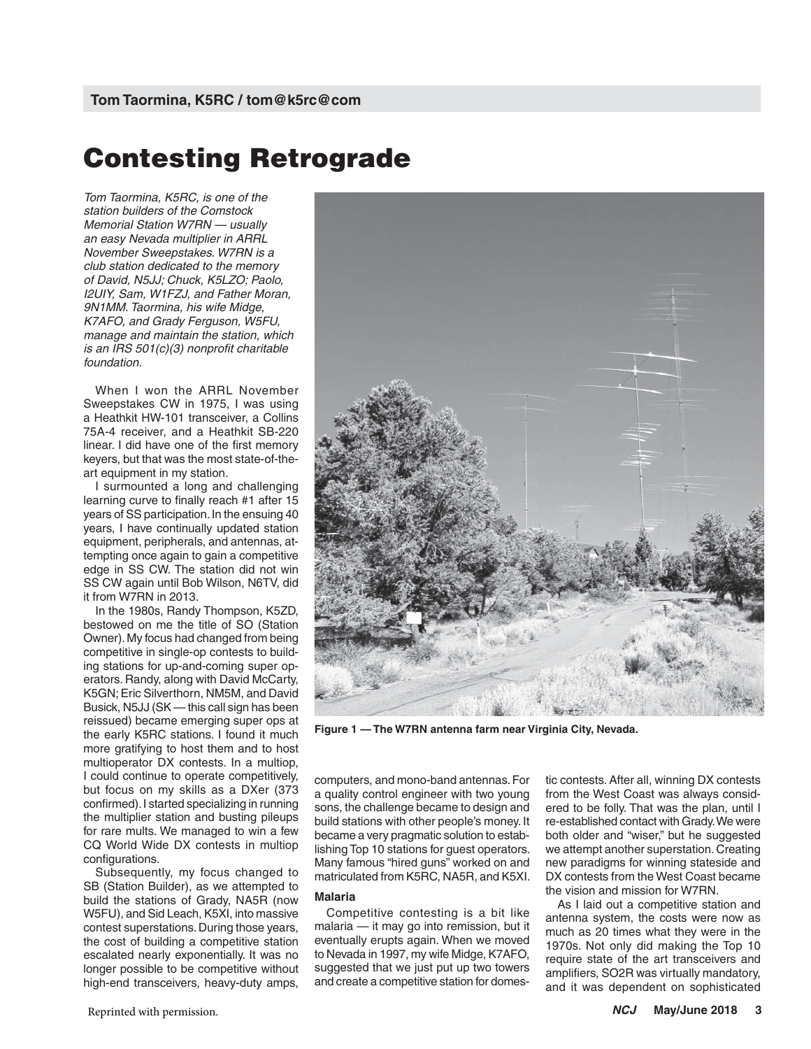**Tom Taormina, K5RC / tom@k5rc@com**

# Contesting Retrograde

*Tom Taormina, K5RC, is one of the station builders of the Comstock Memorial Station W7RN — usually an easy Nevada multiplier in ARRL November Sweepstakes. W7RN is a club station dedicated to the memory of David, N5JJ; Chuck, K5LZO; Paolo, I2UIY, Sam, W1FZJ, and Father Moran, 9N1MM. Taormina, his wife Midge, K7AFO, and Grady Ferguson, W5FU, manage and maintain the station, which is an IRS 501(c)(3) nonprofit charitable foundation.*

When I won the ARRL November Sweepstakes CW in 1975, I was using a Heathkit HW-101 transceiver, a Collins 75A-4 receiver, and a Heathkit SB-220 linear. I did have one of the first memory keyers, but that was the most state-of-the-art equipment in my station.

I surmounted a long and challenging learning curve to finally reach #1 after 15 years of SS participation. In the ensuing 40 years, I have continually updated station equipment, peripherals, and antennas, attempting once again to gain a competitive edge in SS CW. The station did not win SS CW again until Bob Wilson, N6TV, did it from W7RN in 2013.

In the 1980s, Randy Thompson, K5ZD, bestowed on me the title of SO (Station Owner). My focus had changed from being competitive in single-op contests to building stations for up-and-coming super operators. Randy, along with David McCarty, K5GN; Eric Silverthorn, NM5M, and David Busick, N5JJ (SK — this call sign has been reissued) became emerging super ops at the early K5RC stations. I found it much more gratifying to host them and to host multioperator DX contests. In a multiop, I could continue to operate competitively, but focus on my skills as a DXer (373 confirmed). I started specializing in running the multiplier station and busting pileups for rare mults. We managed to win a few CQ World Wide DX contests in multiop configurations.

Subsequently, my focus changed to SB (Station Builder), as we attempted to build the stations of Grady, NA5R (now W5FU), and Sid Leach, K5XI, into massive contest superstations. During those years, the cost of building a competitive station escalated nearly exponentially. It was no longer possible to be competitive without high-end transceivers, heavy-duty amps, computers, and mono-band antennas. For a quality control engineer with two young sons, the challenge became to design and build stations with other people's money. It became a very pragmatic solution to establishing Top 10 stations for guest operators. Many famous "hired guns" worked on and matriculated from K5RC, NA5R, and K5XI.

**Figure 1 — The W7RN antenna farm near Virginia City, Nevada.**

### Malaria

Competitive contesting is a bit like malaria — it may go into remission, but it eventually erupts again. When we moved to Nevada in 1997, my wife Midge, K7AFO, suggested that we just put up two towers and create a competitive station for domestic contests. After all, winning DX contests from the West Coast was always considered to be folly. That was the plan, until I re-established contact with Grady. We were both older and "wiser," but he suggested we attempt another superstation. Creating new paradigms for winning stateside and DX contests from the West Coast became the vision and mission for W7RN.

As I laid out a competitive station and antenna system, the costs were now as much as 20 times what they were in the 1970s. Not only did making the Top 10 require state of the art transceivers and amplifiers, SO2R was virtually mandatory, and it was dependent on sophisticated

Reprinted with permission.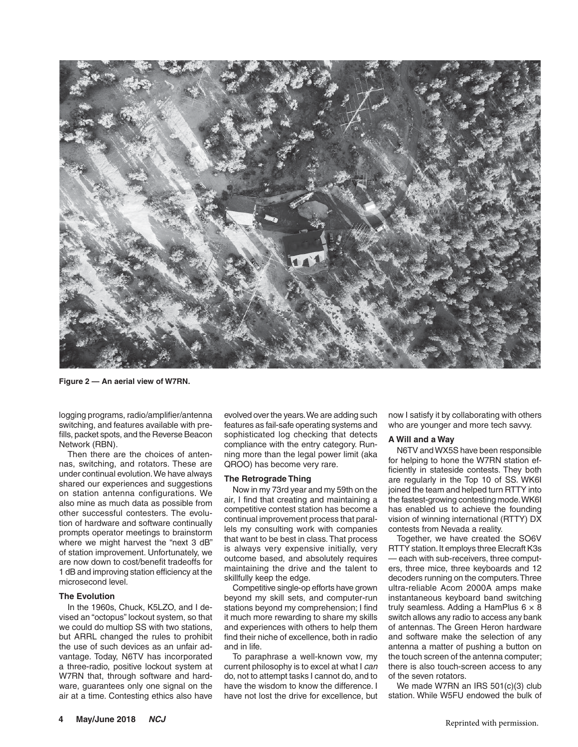Figure 2 — An aerial view of W7RN.

logging programs, radio/amplifier/antenna switching, and features available with prefills, packet spots, and the Reverse Beacon Network (RBN).

Then there are the choices of antennas, switching, and rotators. These are under continual evolution. We have always shared our experiences and suggestions on station antenna configurations. We also mine as much data as possible from other successful contesters. The evolution of hardware and software continually prompts operator meetings to brainstorm where we might harvest the "next 3 dB" of station improvement. Unfortunately, we are now down to cost/benefit tradeoffs for 1 dB and improving station efficiency at the microsecond level.

### The Evolution

In the 1960s, Chuck, K5LZO, and I devised an "octopus" lockout system, so that we could do multiop SS with two stations, but ARRL changed the rules to prohibit the use of such devices as an unfair advantage. Today, N6TV has incorporated a three-radio, positive lockout system at W7RN that, through software and hardware, guarantees only one signal on the air at a time. Contesting ethics also have evolved over the years. We are adding such features as fail-safe operating systems and sophisticated log checking that detects compliance with the entry category. Running more than the legal power limit (aka QROO) has become very rare.

### The Retrograde Thing

Now in my 73rd year and my 59th on the air, I find that creating and maintaining a competitive contest station has become a continual improvement process that parallels my consulting work with companies that want to be best in class. That process is always very expensive initially, very outcome based, and absolutely requires maintaining the drive and the talent to skillfully keep the edge.

Competitive single-op efforts have grown beyond my skill sets, and computer-run stations beyond my comprehension; I find it much more rewarding to share my skills and experiences with others to help them find their niche of excellence, both in radio and in life.

To paraphrase a well-known vow, my current philosophy is to excel at what I *can* do, not to attempt tasks I cannot do, and to have the wisdom to know the difference. I have not lost the drive for excellence, but now I satisfy it by collaborating with others who are younger and more tech savvy.

### A Will and a Way

N6TV and WX5S have been responsible for helping to hone the W7RN station efficiently in stateside contests. They both are regularly in the Top 10 of SS. WK6I joined the team and helped turn RTTY into the fastest-growing contesting mode. WK6I has enabled us to achieve the founding vision of winning international (RTTY) DX contests from Nevada a reality.

Together, we have created the SO6V RTTY station. It employs three Elecraft K3s — each with sub-receivers, three computers, three mice, three keyboards and 12 decoders running on the computers. Three ultra-reliable Acom 2000A amps make instantaneous keyboard band switching truly seamless. Adding a HamPlus 6 × 8 switch allows any radio to access any bank of antennas. The Green Heron hardware and software make the selection of any antenna a matter of pushing a button on the touch screen of the antenna computer; there is also touch-screen access to any of the seven rotators.

We made W7RN an IRS 501(c)(3) club station. While W5FU endowed the bulk of

Reprinted with permission.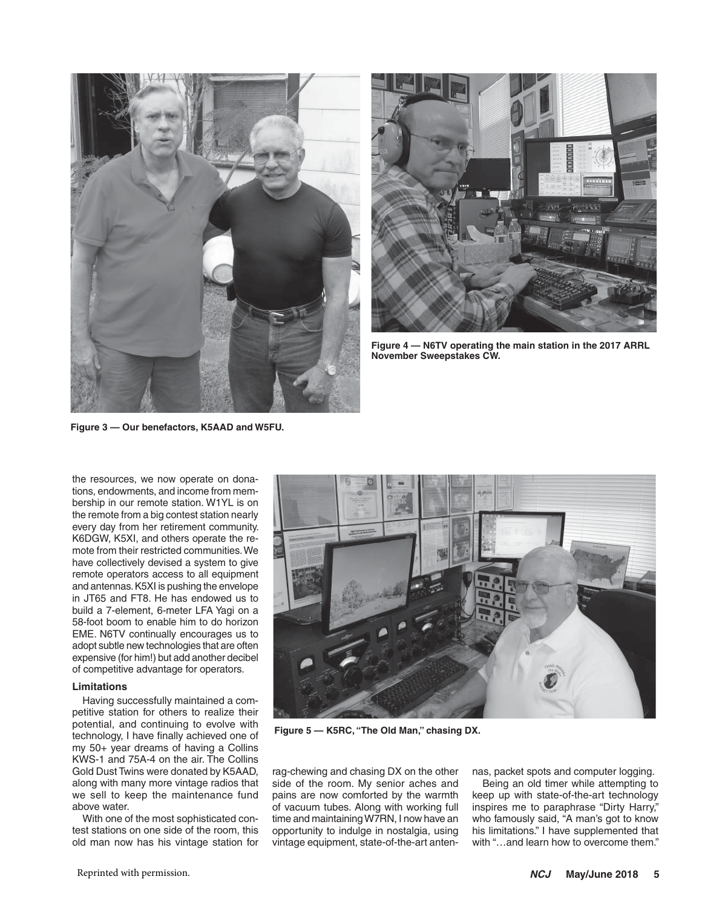Figure 3 — Our benefactors, K5AAD and W5FU.

Figure 4 — N6TV operating the main station in the 2017 ARRL November Sweepstakes CW.

the resources, we now operate on donations, endowments, and income from membership in our remote station. W1YL is on the remote from a big contest station nearly every day from her retirement community. K6DGW, K5XI, and others operate the remote from their restricted communities. We have collectively devised a system to give remote operators access to all equipment and antennas. K5XI is pushing the envelope in JT65 and FT8. He has endowed us to build a 7-element, 6-meter LFA Yagi on a 58-foot boom to enable him to do horizon EME. N6TV continually encourages us to adopt subtle new technologies that are often expensive (for him!) but add another decibel of competitive advantage for operators.

**Limitations**

Having successfully maintained a competitive station for others to realize their potential, and continuing to evolve with technology, I have finally achieved one of my 50+ year dreams of having a Collins KWS-1 and 75A-4 on the air. The Collins Gold Dust Twins were donated by K5AAD, along with many more vintage radios that we sell to keep the maintenance fund above water.

With one of the most sophisticated contest stations on one side of the room, this old man now has his vintage station for rag-chewing and chasing DX on the other side of the room. My senior aches and pains are now comforted by the warmth of vacuum tubes. Along with working full time and maintaining W7RN, I now have an opportunity to indulge in nostalgia, using vintage equipment, state-of-the-art antennas, packet spots and computer logging.

Being an old timer while attempting to keep up with state-of-the-art technology inspires me to paraphrase "Dirty Harry," who famously said, "A man's got to know his limitations." I have supplemented that with "…and learn how to overcome them."

Figure 5 — K5RC, "The Old Man," chasing DX.

Reprinted with permission.